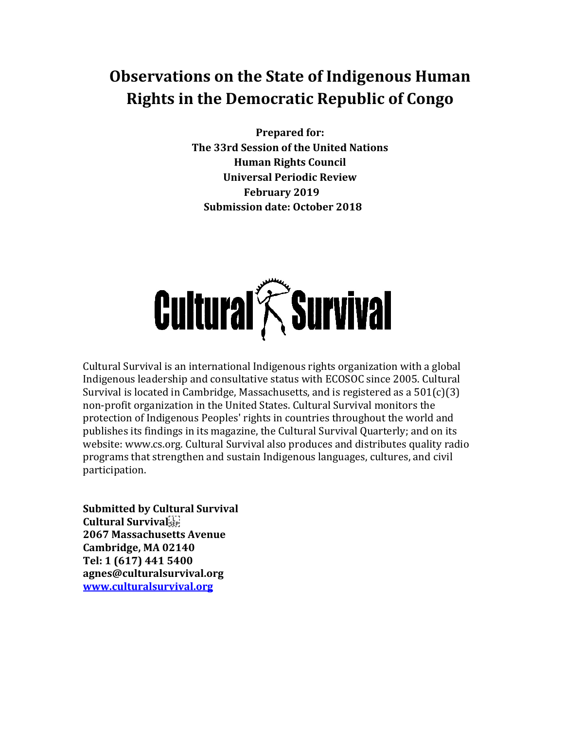# Observations on the State of Indigenous Human Rights in the Democratic Republic of Congo

**Prepared for:**
**The 33rd Session of the United Nations**
**Human Rights Council**
**Universal Periodic Review**
**February 2019**
**Submission date: October 2018**

Cultural Survival

Cultural Survival is an international Indigenous rights organization with a global Indigenous leadership and consultative status with ECOSOC since 2005. Cultural Survival is located in Cambridge, Massachusetts, and is registered as a 501(c)(3) non-profit organization in the United States. Cultural Survival monitors the protection of Indigenous Peoples' rights in countries throughout the world and publishes its findings in its magazine, the Cultural Survival Quarterly; and on its website: www.cs.org. Cultural Survival also produces and distributes quality radio programs that strengthen and sustain Indigenous languages, cultures, and civil participation.

**Submitted by Cultural Survival**
**Cultural Survival**
**2067 Massachusetts Avenue**
**Cambridge, MA 02140**
**Tel: 1 (617) 441 5400**
**agnes@culturalsurvival.org**
**[www.culturalsurvival.org](www.culturalsurvival.org)**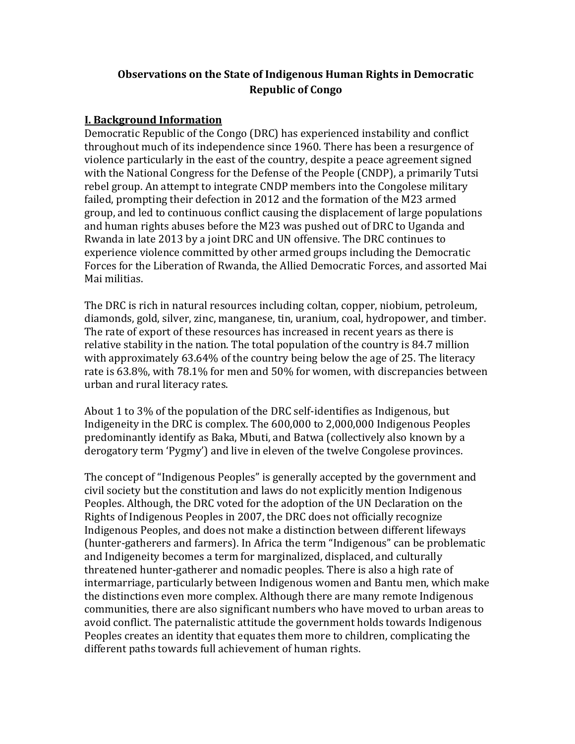# Observations on the State of Indigenous Human Rights in Democratic Republic of Congo

## I. Background Information

Democratic Republic of the Congo (DRC) has experienced instability and conflict throughout much of its independence since 1960. There has been a resurgence of violence particularly in the east of the country, despite a peace agreement signed with the National Congress for the Defense of the People (CNDP), a primarily Tutsi rebel group. An attempt to integrate CNDP members into the Congolese military failed, prompting their defection in 2012 and the formation of the M23 armed group, and led to continuous conflict causing the displacement of large populations and human rights abuses before the M23 was pushed out of DRC to Uganda and Rwanda in late 2013 by a joint DRC and UN offensive. The DRC continues to experience violence committed by other armed groups including the Democratic Forces for the Liberation of Rwanda, the Allied Democratic Forces, and assorted Mai Mai militias.

The DRC is rich in natural resources including coltan, copper, niobium, petroleum, diamonds, gold, silver, zinc, manganese, tin, uranium, coal, hydropower, and timber. The rate of export of these resources has increased in recent years as there is relative stability in the nation. The total population of the country is 84.7 million with approximately 63.64% of the country being below the age of 25. The literacy rate is 63.8%, with 78.1% for men and 50% for women, with discrepancies between urban and rural literacy rates.

About 1 to 3% of the population of the DRC self-identifies as Indigenous, but Indigeneity in the DRC is complex. The 600,000 to 2,000,000 Indigenous Peoples predominantly identify as Baka, Mbuti, and Batwa (collectively also known by a derogatory term 'Pygmy') and live in eleven of the twelve Congolese provinces.

The concept of "Indigenous Peoples" is generally accepted by the government and civil society but the constitution and laws do not explicitly mention Indigenous Peoples. Although, the DRC voted for the adoption of the UN Declaration on the Rights of Indigenous Peoples in 2007, the DRC does not officially recognize Indigenous Peoples, and does not make a distinction between different lifeways (hunter-gatherers and farmers). In Africa the term "Indigenous" can be problematic and Indigeneity becomes a term for marginalized, displaced, and culturally threatened hunter-gatherer and nomadic peoples. There is also a high rate of intermarriage, particularly between Indigenous women and Bantu men, which make the distinctions even more complex. Although there are many remote Indigenous communities, there are also significant numbers who have moved to urban areas to avoid conflict. The paternalistic attitude the government holds towards Indigenous Peoples creates an identity that equates them more to children, complicating the different paths towards full achievement of human rights.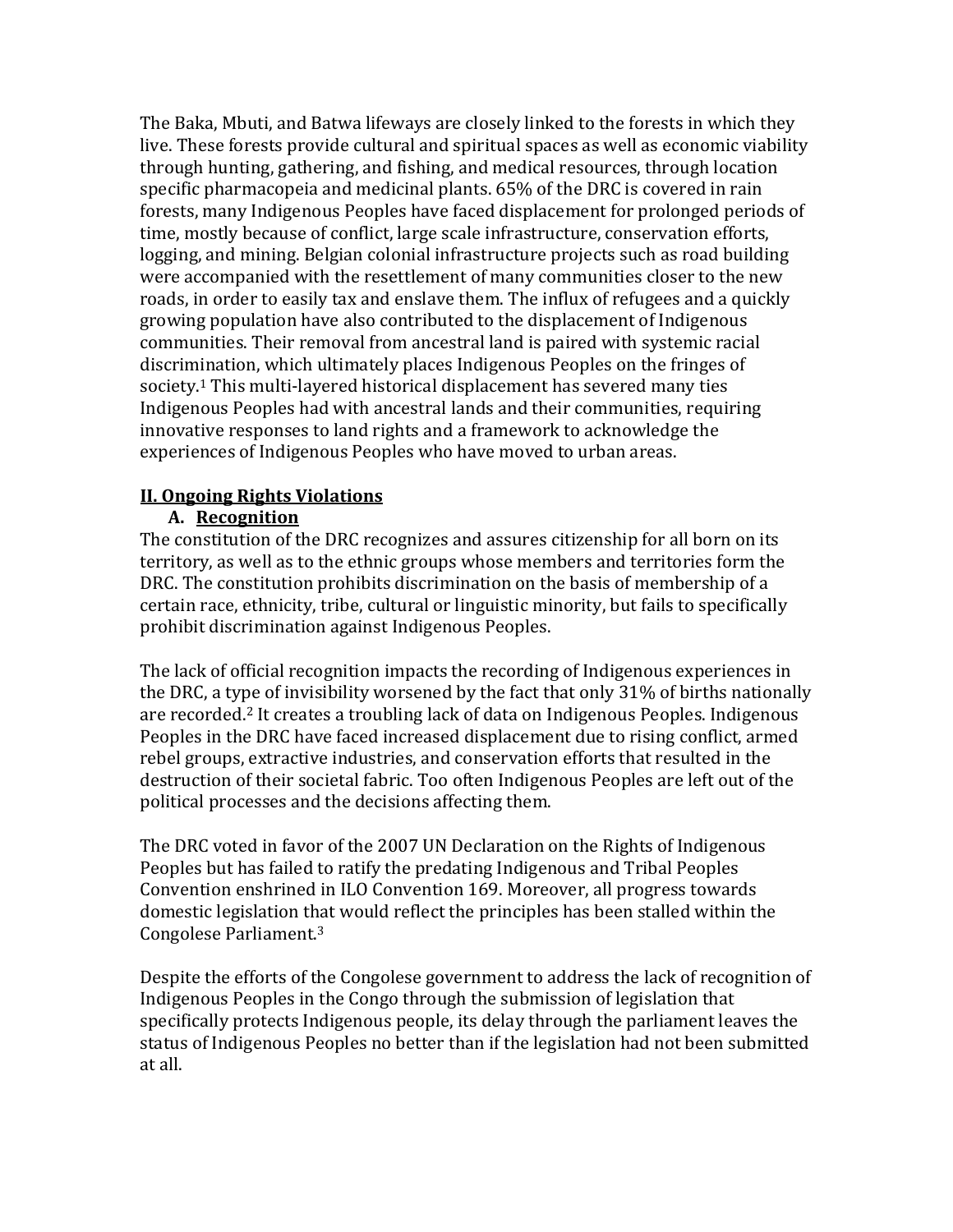The Baka, Mbuti, and Batwa lifeways are closely linked to the forests in which they live. These forests provide cultural and spiritual spaces as well as economic viability through hunting, gathering, and fishing, and medical resources, through location specific pharmacopeia and medicinal plants. 65% of the DRC is covered in rain forests, many Indigenous Peoples have faced displacement for prolonged periods of time, mostly because of conflict, large scale infrastructure, conservation efforts, logging, and mining. Belgian colonial infrastructure projects such as road building were accompanied with the resettlement of many communities closer to the new roads, in order to easily tax and enslave them. The influx of refugees and a quickly growing population have also contributed to the displacement of Indigenous communities. Their removal from ancestral land is paired with systemic racial discrimination, which ultimately places Indigenous Peoples on the fringes of society.[1] This multi-layered historical displacement has severed many ties Indigenous Peoples had with ancestral lands and their communities, requiring innovative responses to land rights and a framework to acknowledge the experiences of Indigenous Peoples who have moved to urban areas.

## II. Ongoing Rights Violations

### A. Recognition

The constitution of the DRC recognizes and assures citizenship for all born on its territory, as well as to the ethnic groups whose members and territories form the DRC. The constitution prohibits discrimination on the basis of membership of a certain race, ethnicity, tribe, cultural or linguistic minority, but fails to specifically prohibit discrimination against Indigenous Peoples.

The lack of official recognition impacts the recording of Indigenous experiences in the DRC, a type of invisibility worsened by the fact that only 31% of births nationally are recorded.[2] It creates a troubling lack of data on Indigenous Peoples. Indigenous Peoples in the DRC have faced increased displacement due to rising conflict, armed rebel groups, extractive industries, and conservation efforts that resulted in the destruction of their societal fabric. Too often Indigenous Peoples are left out of the political processes and the decisions affecting them.

The DRC voted in favor of the 2007 UN Declaration on the Rights of Indigenous Peoples but has failed to ratify the predating Indigenous and Tribal Peoples Convention enshrined in ILO Convention 169. Moreover, all progress towards domestic legislation that would reflect the principles has been stalled within the Congolese Parliament.[3]

Despite the efforts of the Congolese government to address the lack of recognition of Indigenous Peoples in the Congo through the submission of legislation that specifically protects Indigenous people, its delay through the parliament leaves the status of Indigenous Peoples no better than if the legislation had not been submitted at all.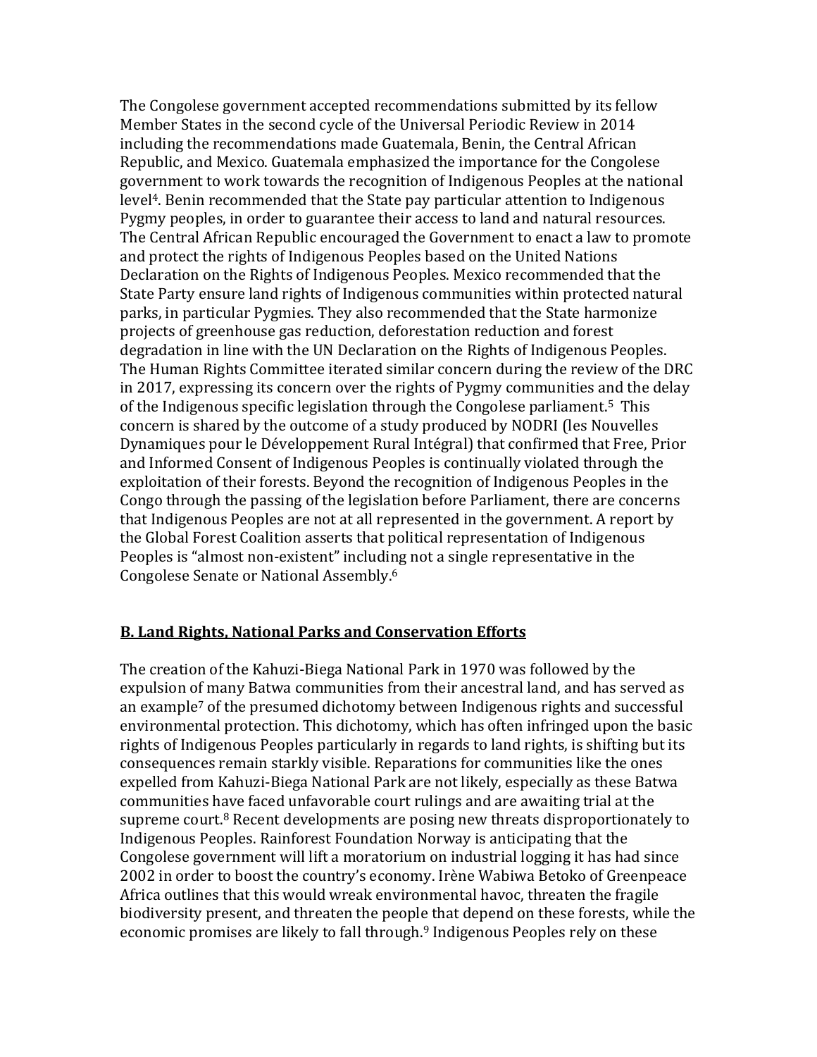The Congolese government accepted recommendations submitted by its fellow Member States in the second cycle of the Universal Periodic Review in 2014 including the recommendations made Guatemala, Benin, the Central African Republic, and Mexico. Guatemala emphasized the importance for the Congolese government to work towards the recognition of Indigenous Peoples at the national level[4]. Benin recommended that the State pay particular attention to Indigenous Pygmy peoples, in order to guarantee their access to land and natural resources. The Central African Republic encouraged the Government to enact a law to promote and protect the rights of Indigenous Peoples based on the United Nations Declaration on the Rights of Indigenous Peoples. Mexico recommended that the State Party ensure land rights of Indigenous communities within protected natural parks, in particular Pygmies. They also recommended that the State harmonize projects of greenhouse gas reduction, deforestation reduction and forest degradation in line with the UN Declaration on the Rights of Indigenous Peoples. The Human Rights Committee iterated similar concern during the review of the DRC in 2017, expressing its concern over the rights of Pygmy communities and the delay of the Indigenous specific legislation through the Congolese parliament.[5] This concern is shared by the outcome of a study produced by NODRI (les Nouvelles Dynamiques pour le Développement Rural Intégral) that confirmed that Free, Prior and Informed Consent of Indigenous Peoples is continually violated through the exploitation of their forests. Beyond the recognition of Indigenous Peoples in the Congo through the passing of the legislation before Parliament, there are concerns that Indigenous Peoples are not at all represented in the government. A report by the Global Forest Coalition asserts that political representation of Indigenous Peoples is "almost non-existent" including not a single representative in the Congolese Senate or National Assembly.[6]

## **B. Land Rights, National Parks and Conservation Efforts**

The creation of the Kahuzi-Biega National Park in 1970 was followed by the expulsion of many Batwa communities from their ancestral land, and has served as an example[7] of the presumed dichotomy between Indigenous rights and successful environmental protection. This dichotomy, which has often infringed upon the basic rights of Indigenous Peoples particularly in regards to land rights, is shifting but its consequences remain starkly visible. Reparations for communities like the ones expelled from Kahuzi-Biega National Park are not likely, especially as these Batwa communities have faced unfavorable court rulings and are awaiting trial at the supreme court.[8] Recent developments are posing new threats disproportionately to Indigenous Peoples. Rainforest Foundation Norway is anticipating that the Congolese government will lift a moratorium on industrial logging it has had since 2002 in order to boost the country's economy. Irène Wabiwa Betoko of Greenpeace Africa outlines that this would wreak environmental havoc, threaten the fragile biodiversity present, and threaten the people that depend on these forests, while the economic promises are likely to fall through.[9] Indigenous Peoples rely on these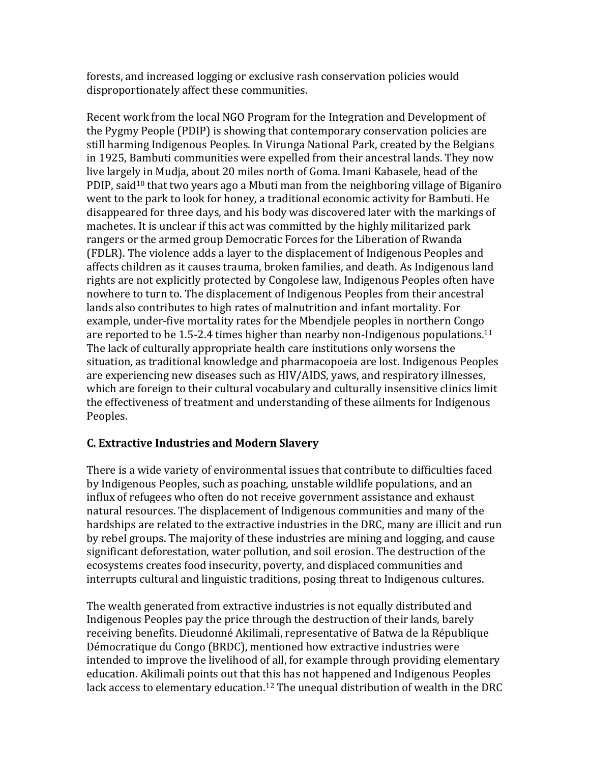forests, and increased logging or exclusive rash conservation policies would disproportionately affect these communities.

Recent work from the local NGO Program for the Integration and Development of the Pygmy People (PDIP) is showing that contemporary conservation policies are still harming Indigenous Peoples. In Virunga National Park, created by the Belgians in 1925, Bambuti communities were expelled from their ancestral lands. They now live largely in Mudja, about 20 miles north of Goma. Imani Kabasele, head of the PDIP, said[10] that two years ago a Mbuti man from the neighboring village of Biganiro went to the park to look for honey, a traditional economic activity for Bambuti. He disappeared for three days, and his body was discovered later with the markings of machetes. It is unclear if this act was committed by the highly militarized park rangers or the armed group Democratic Forces for the Liberation of Rwanda (FDLR). The violence adds a layer to the displacement of Indigenous Peoples and affects children as it causes trauma, broken families, and death. As Indigenous land rights are not explicitly protected by Congolese law, Indigenous Peoples often have nowhere to turn to. The displacement of Indigenous Peoples from their ancestral lands also contributes to high rates of malnutrition and infant mortality. For example, under-five mortality rates for the Mbendjele peoples in northern Congo are reported to be 1.5-2.4 times higher than nearby non-Indigenous populations.[11] The lack of culturally appropriate health care institutions only worsens the situation, as traditional knowledge and pharmacopoeia are lost. Indigenous Peoples are experiencing new diseases such as HIV/AIDS, yaws, and respiratory illnesses, which are foreign to their cultural vocabulary and culturally insensitive clinics limit the effectiveness of treatment and understanding of these ailments for Indigenous Peoples.

## C. Extractive Industries and Modern Slavery

There is a wide variety of environmental issues that contribute to difficulties faced by Indigenous Peoples, such as poaching, unstable wildlife populations, and an influx of refugees who often do not receive government assistance and exhaust natural resources. The displacement of Indigenous communities and many of the hardships are related to the extractive industries in the DRC, many are illicit and run by rebel groups. The majority of these industries are mining and logging, and cause significant deforestation, water pollution, and soil erosion. The destruction of the ecosystems creates food insecurity, poverty, and displaced communities and interrupts cultural and linguistic traditions, posing threat to Indigenous cultures.

The wealth generated from extractive industries is not equally distributed and Indigenous Peoples pay the price through the destruction of their lands, barely receiving benefits. Dieudonné Akilimali, representative of Batwa de la République Démocratique du Congo (BRDC), mentioned how extractive industries were intended to improve the livelihood of all, for example through providing elementary education. Akilimali points out that this has not happened and Indigenous Peoples lack access to elementary education.[12] The unequal distribution of wealth in the DRC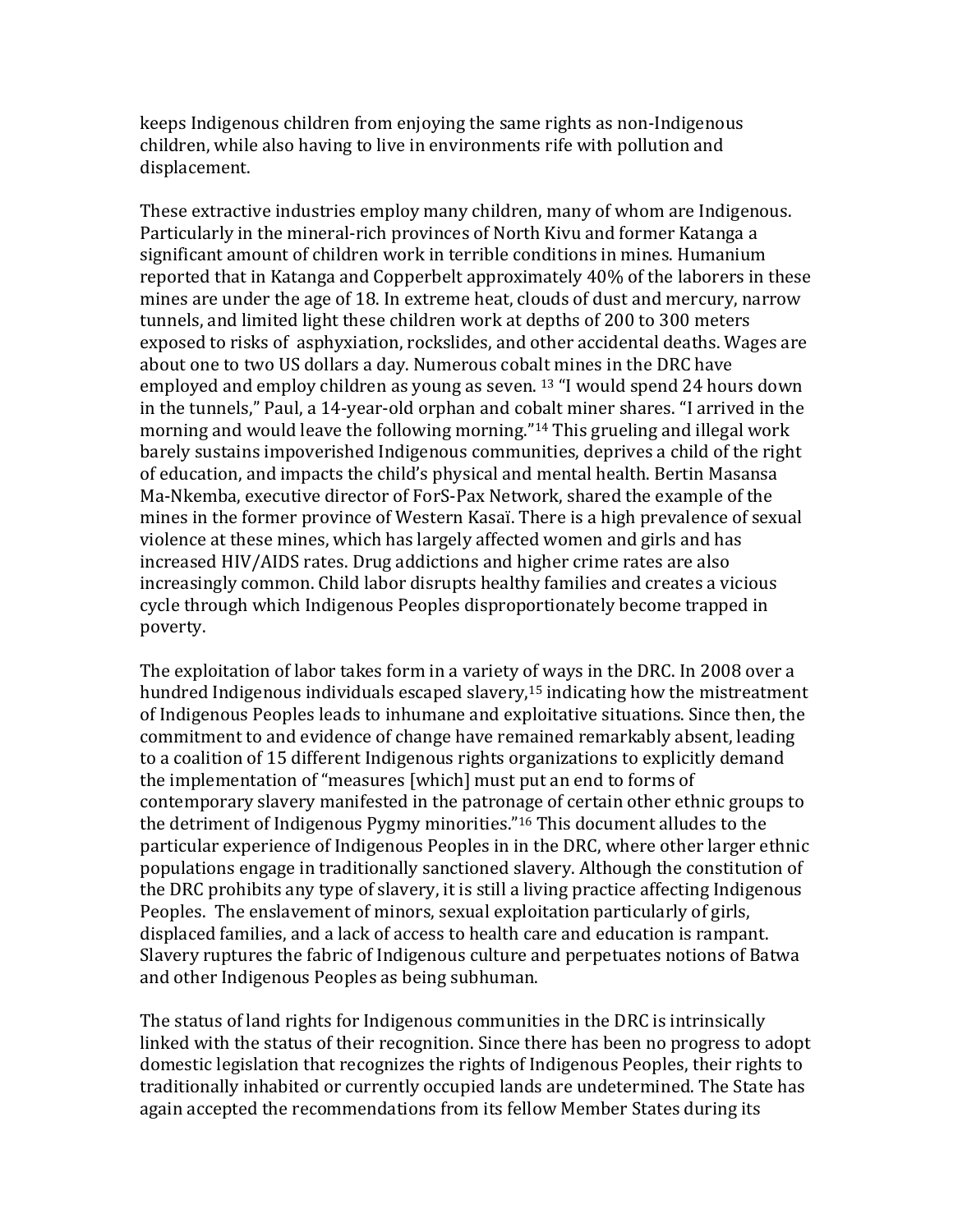keeps Indigenous children from enjoying the same rights as non-Indigenous children, while also having to live in environments rife with pollution and displacement.

These extractive industries employ many children, many of whom are Indigenous. Particularly in the mineral-rich provinces of North Kivu and former Katanga a significant amount of children work in terrible conditions in mines. Humanium reported that in Katanga and Copperbelt approximately 40% of the laborers in these mines are under the age of 18. In extreme heat, clouds of dust and mercury, narrow tunnels, and limited light these children work at depths of 200 to 300 meters exposed to risks of asphyxiation, rockslides, and other accidental deaths. Wages are about one to two US dollars a day. Numerous cobalt mines in the DRC have employed and employ children as young as seven. [13] "I would spend 24 hours down in the tunnels," Paul, a 14-year-old orphan and cobalt miner shares. "I arrived in the morning and would leave the following morning."[14] This grueling and illegal work barely sustains impoverished Indigenous communities, deprives a child of the right of education, and impacts the child's physical and mental health. Bertin Masansa Ma-Nkemba, executive director of ForS-Pax Network, shared the example of the mines in the former province of Western Kasaï. There is a high prevalence of sexual violence at these mines, which has largely affected women and girls and has increased HIV/AIDS rates. Drug addictions and higher crime rates are also increasingly common. Child labor disrupts healthy families and creates a vicious cycle through which Indigenous Peoples disproportionately become trapped in poverty.

The exploitation of labor takes form in a variety of ways in the DRC. In 2008 over a hundred Indigenous individuals escaped slavery,[15] indicating how the mistreatment of Indigenous Peoples leads to inhumane and exploitative situations. Since then, the commitment to and evidence of change have remained remarkably absent, leading to a coalition of 15 different Indigenous rights organizations to explicitly demand the implementation of "measures [which] must put an end to forms of contemporary slavery manifested in the patronage of certain other ethnic groups to the detriment of Indigenous Pygmy minorities."[16] This document alludes to the particular experience of Indigenous Peoples in in the DRC, where other larger ethnic populations engage in traditionally sanctioned slavery. Although the constitution of the DRC prohibits any type of slavery, it is still a living practice affecting Indigenous Peoples. The enslavement of minors, sexual exploitation particularly of girls, displaced families, and a lack of access to health care and education is rampant. Slavery ruptures the fabric of Indigenous culture and perpetuates notions of Batwa and other Indigenous Peoples as being subhuman.

The status of land rights for Indigenous communities in the DRC is intrinsically linked with the status of their recognition. Since there has been no progress to adopt domestic legislation that recognizes the rights of Indigenous Peoples, their rights to traditionally inhabited or currently occupied lands are undetermined. The State has again accepted the recommendations from its fellow Member States during its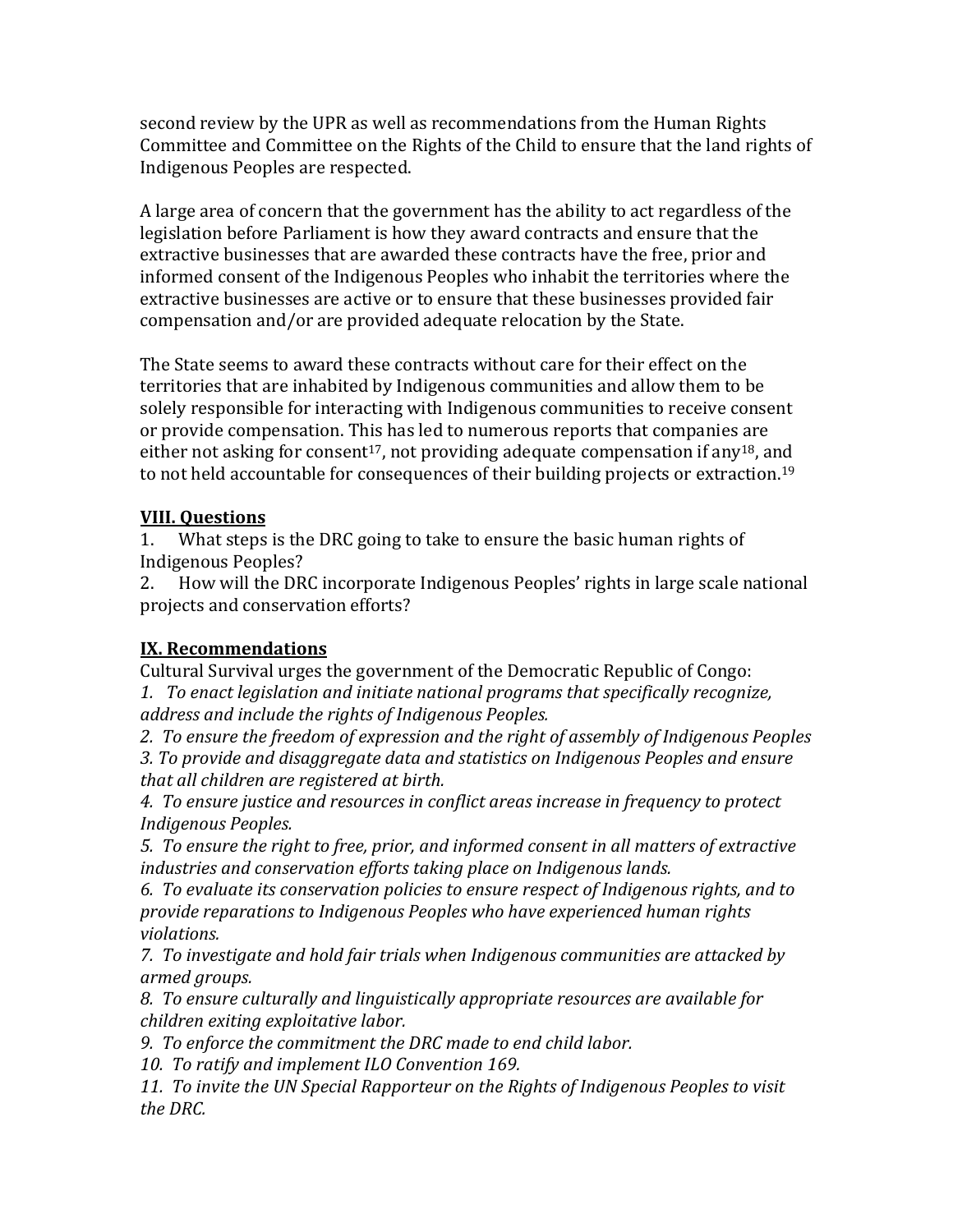second review by the UPR as well as recommendations from the Human Rights Committee and Committee on the Rights of the Child to ensure that the land rights of Indigenous Peoples are respected.

A large area of concern that the government has the ability to act regardless of the legislation before Parliament is how they award contracts and ensure that the extractive businesses that are awarded these contracts have the free, prior and informed consent of the Indigenous Peoples who inhabit the territories where the extractive businesses are active or to ensure that these businesses provided fair compensation and/or are provided adequate relocation by the State.

The State seems to award these contracts without care for their effect on the territories that are inhabited by Indigenous communities and allow them to be solely responsible for interacting with Indigenous communities to receive consent or provide compensation. This has led to numerous reports that companies are either not asking for consent[17], not providing adequate compensation if any[18], and to not held accountable for consequences of their building projects or extraction.[19]

## VIII. Questions

1. What steps is the DRC going to take to ensure the basic human rights of Indigenous Peoples?
2. How will the DRC incorporate Indigenous Peoples' rights in large scale national projects and conservation efforts?

## IX. Recommendations

Cultural Survival urges the government of the Democratic Republic of Congo:

*1. To enact legislation and initiate national programs that specifically recognize, address and include the rights of Indigenous Peoples.*

*2. To ensure the freedom of expression and the right of assembly of Indigenous Peoples*

*3. To provide and disaggregate data and statistics on Indigenous Peoples and ensure that all children are registered at birth.*

*4. To ensure justice and resources in conflict areas increase in frequency to protect Indigenous Peoples.*

*5. To ensure the right to free, prior, and informed consent in all matters of extractive industries and conservation efforts taking place on Indigenous lands.*

*6. To evaluate its conservation policies to ensure respect of Indigenous rights, and to provide reparations to Indigenous Peoples who have experienced human rights violations.*

*7. To investigate and hold fair trials when Indigenous communities are attacked by armed groups.*

*8. To ensure culturally and linguistically appropriate resources are available for children exiting exploitative labor.*

*9. To enforce the commitment the DRC made to end child labor.*

*10. To ratify and implement ILO Convention 169.*

*11. To invite the UN Special Rapporteur on the Rights of Indigenous Peoples to visit the DRC.*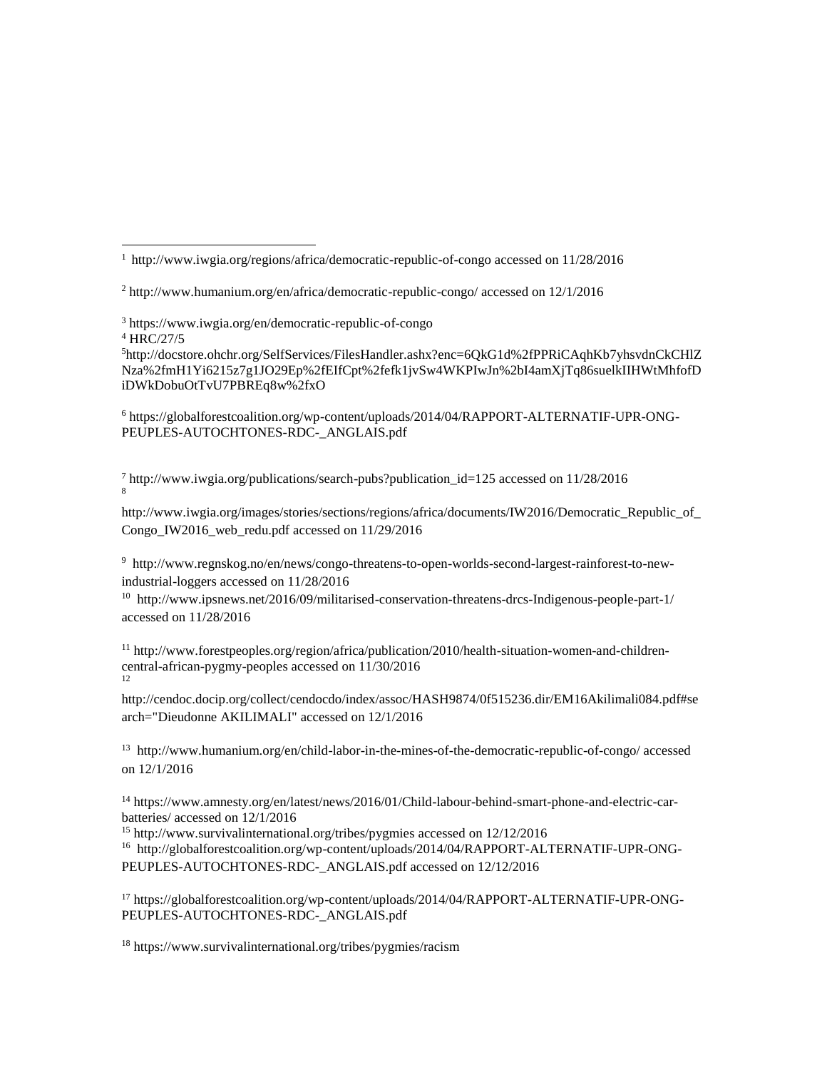[1] http://www.iwgia.org/regions/africa/democratic-republic-of-congo accessed on 11/28/2016

[2] http://www.humanium.org/en/africa/democratic-republic-congo/ accessed on 12/1/2016

[3] https://www.iwgia.org/en/democratic-republic-of-congo

[4] HRC/27/5

[5] http://docstore.ohchr.org/SelfServices/FilesHandler.ashx?enc=6QkG1d%2fPPRiCAqhKb7yhsvdnCkCHlZNza%2fmH1Yi6215z7g1JO29Ep%2fEIfCpt%2fefk1jvSw4WKPIwJn%2bI4amXjTq86suelkIIHWtMhfofDiDWkDobuOtTvU7PBREq8w%2fxO

[6] https://globalforestcoalition.org/wp-content/uploads/2014/04/RAPPORT-ALTERNATIF-UPR-ONG-PEUPLES-AUTOCHTONES-RDC-_ANGLAIS.pdf

[7] http://www.iwgia.org/publications/search-pubs?publication_id=125 accessed on 11/28/2016

[8] http://www.iwgia.org/images/stories/sections/regions/africa/documents/IW2016/Democratic_Republic_of_Congo_IW2016_web_redu.pdf accessed on 11/29/2016

[9] http://www.regnskog.no/en/news/congo-threatens-to-open-worlds-second-largest-rainforest-to-new-industrial-loggers accessed on 11/28/2016

[10] http://www.ipsnews.net/2016/09/militarised-conservation-threatens-drcs-Indigenous-people-part-1/ accessed on 11/28/2016

[11] http://www.forestpeoples.org/region/africa/publication/2010/health-situation-women-and-children-central-african-pygmy-peoples accessed on 11/30/2016

[12] http://cendoc.docip.org/collect/cendocdo/index/assoc/HASH9874/0f515236.dir/EM16Akilimali084.pdf#search="Dieudonne AKILIMALI" accessed on 12/1/2016

[13] http://www.humanium.org/en/child-labor-in-the-mines-of-the-democratic-republic-of-congo/ accessed on 12/1/2016

[14] https://www.amnesty.org/en/latest/news/2016/01/Child-labour-behind-smart-phone-and-electric-car-batteries/ accessed on 12/1/2016

[15] http://www.survivalinternational.org/tribes/pygmies accessed on 12/12/2016

[16] http://globalforestcoalition.org/wp-content/uploads/2014/04/RAPPORT-ALTERNATIF-UPR-ONG-PEUPLES-AUTOCHTONES-RDC-_ANGLAIS.pdf accessed on 12/12/2016

[17] https://globalforestcoalition.org/wp-content/uploads/2014/04/RAPPORT-ALTERNATIF-UPR-ONG-PEUPLES-AUTOCHTONES-RDC-_ANGLAIS.pdf

[18] https://www.survivalinternational.org/tribes/pygmies/racism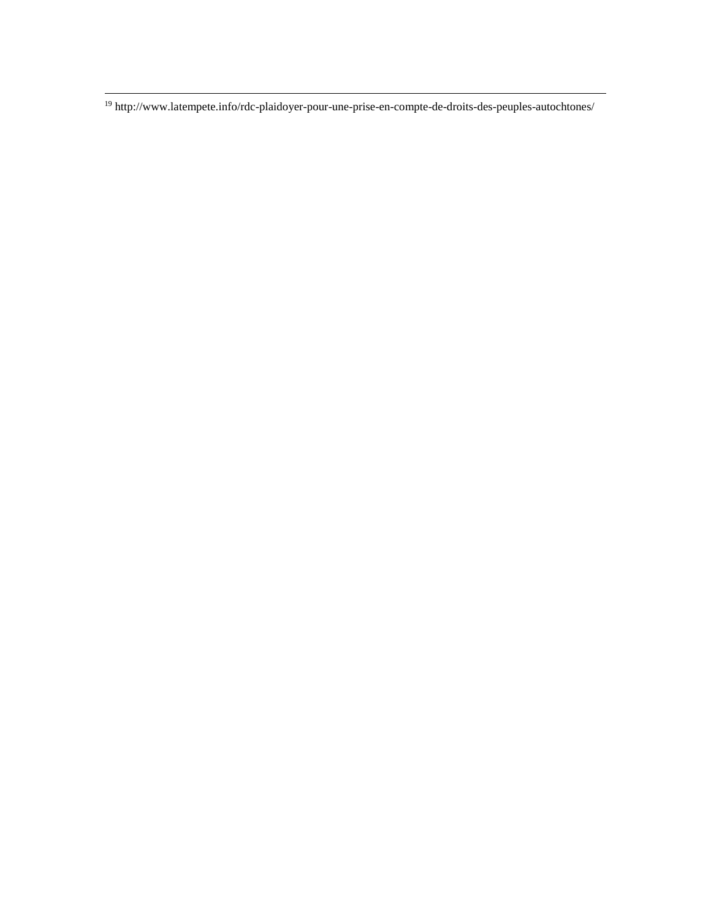[19] http://www.latempete.info/rdc-plaidoyer-pour-une-prise-en-compte-de-droits-des-peuples-autochtones/